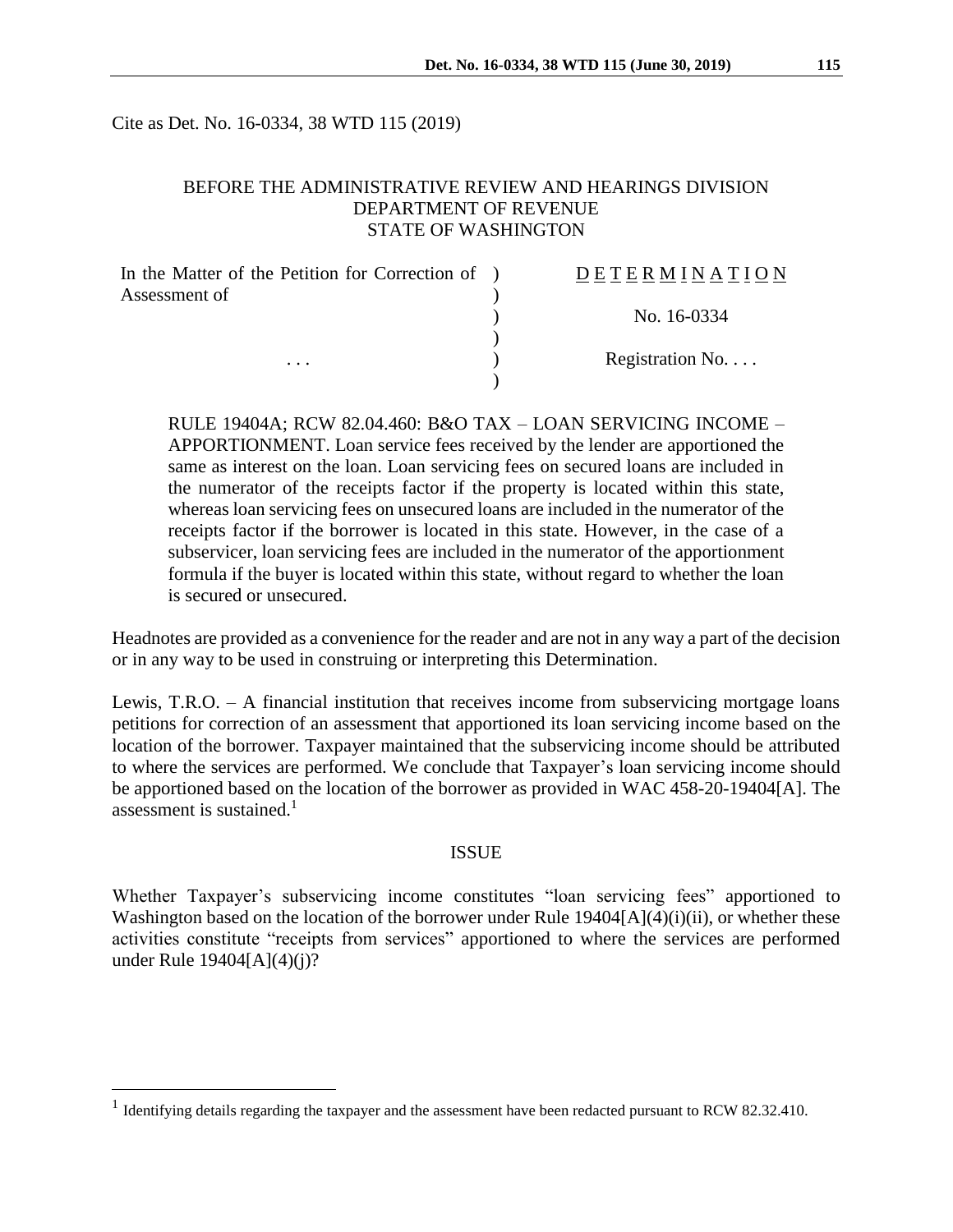Cite as Det. No. 16-0334, 38 WTD 115 (2019)

BEFORE THE ADMINISTRATIVE REVIEW AND HEARINGS DIVISION
DEPARTMENT OF REVENUE
STATE OF WASHINGTON

| In the Matter of the Petition for Correction of Assessment of | ) | D E T E R M I N A T I O N |
| --- | --- | --- |
| | ) | No. 16-0334 |
| . . . | ) | Registration No. . . . |

RULE 19404A; RCW 82.04.460: B&O TAX – LOAN SERVICING INCOME – APPORTIONMENT. Loan service fees received by the lender are apportioned the same as interest on the loan. Loan servicing fees on secured loans are included in the numerator of the receipts factor if the property is located within this state, whereas loan servicing fees on unsecured loans are included in the numerator of the receipts factor if the borrower is located in this state. However, in the case of a subservicer, loan servicing fees are included in the numerator of the apportionment formula if the buyer is located within this state, without regard to whether the loan is secured or unsecured.

Headnotes are provided as a convenience for the reader and are not in any way a part of the decision or in any way to be used in construing or interpreting this Determination.

Lewis, T.R.O. – A financial institution that receives income from subservicing mortgage loans petitions for correction of an assessment that apportioned its loan servicing income based on the location of the borrower. Taxpayer maintained that the subservicing income should be attributed to where the services are performed. We conclude that Taxpayer's loan servicing income should be apportioned based on the location of the borrower as provided in WAC 458-20-19404[A]. The assessment is sustained.[1]

## ISSUE

Whether Taxpayer's subservicing income constitutes "loan servicing fees" apportioned to Washington based on the location of the borrower under Rule 19404[A](4)(i)(ii), or whether these activities constitute "receipts from services" apportioned to where the services are performed under Rule 19404[A](4)(j)?

[1] Identifying details regarding the taxpayer and the assessment have been redacted pursuant to RCW 82.32.410.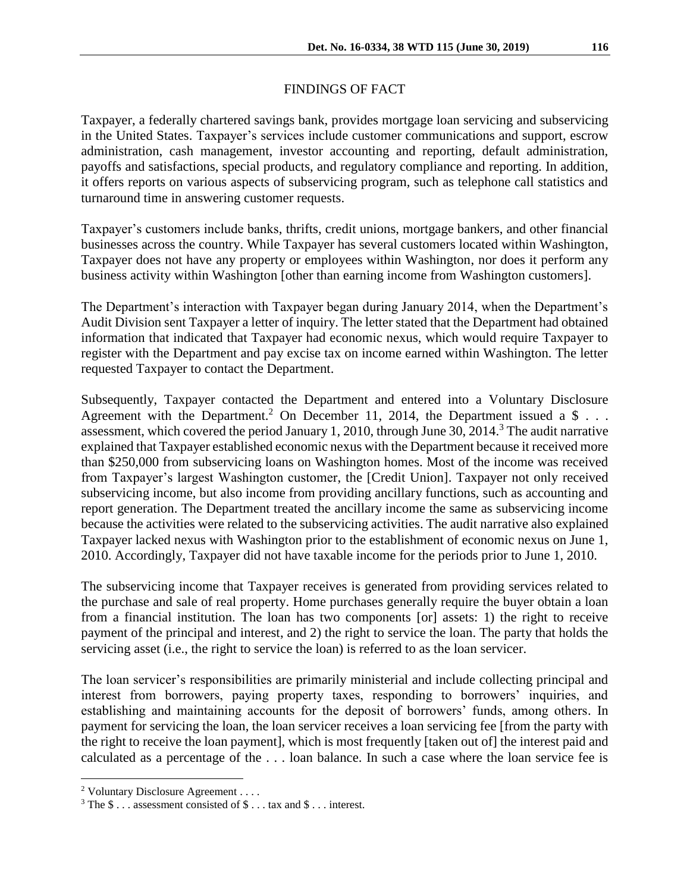## FINDINGS OF FACT

Taxpayer, a federally chartered savings bank, provides mortgage loan servicing and subservicing in the United States. Taxpayer's services include customer communications and support, escrow administration, cash management, investor accounting and reporting, default administration, payoffs and satisfactions, special products, and regulatory compliance and reporting. In addition, it offers reports on various aspects of subservicing program, such as telephone call statistics and turnaround time in answering customer requests.

Taxpayer's customers include banks, thrifts, credit unions, mortgage bankers, and other financial businesses across the country. While Taxpayer has several customers located within Washington, Taxpayer does not have any property or employees within Washington, nor does it perform any business activity within Washington [other than earning income from Washington customers].

The Department's interaction with Taxpayer began during January 2014, when the Department's Audit Division sent Taxpayer a letter of inquiry. The letter stated that the Department had obtained information that indicated that Taxpayer had economic nexus, which would require Taxpayer to register with the Department and pay excise tax on income earned within Washington. The letter requested Taxpayer to contact the Department.

Subsequently, Taxpayer contacted the Department and entered into a Voluntary Disclosure Agreement with the Department.[2] On December 11, 2014, the Department issued a $ . . . assessment, which covered the period January 1, 2010, through June 30, 2014.[3] The audit narrative explained that Taxpayer established economic nexus with the Department because it received more than $250,000 from subservicing loans on Washington homes. Most of the income was received from Taxpayer's largest Washington customer, the [Credit Union]. Taxpayer not only received subservicing income, but also income from providing ancillary functions, such as accounting and report generation. The Department treated the ancillary income the same as subservicing income because the activities were related to the subservicing activities. The audit narrative also explained Taxpayer lacked nexus with Washington prior to the establishment of economic nexus on June 1, 2010. Accordingly, Taxpayer did not have taxable income for the periods prior to June 1, 2010.

The subservicing income that Taxpayer receives is generated from providing services related to the purchase and sale of real property. Home purchases generally require the buyer obtain a loan from a financial institution. The loan has two components [or] assets: 1) the right to receive payment of the principal and interest, and 2) the right to service the loan. The party that holds the servicing asset (i.e., the right to service the loan) is referred to as the loan servicer.

The loan servicer's responsibilities are primarily ministerial and include collecting principal and interest from borrowers, paying property taxes, responding to borrowers' inquiries, and establishing and maintaining accounts for the deposit of borrowers' funds, among others. In payment for servicing the loan, the loan servicer receives a loan servicing fee [from the party with the right to receive the loan payment], which is most frequently [taken out of] the interest paid and calculated as a percentage of the . . . loan balance. In such a case where the loan service fee is

---

[2] Voluntary Disclosure Agreement . . . .

[3] The $ . . . assessment consisted of $ . . . tax and $ . . . interest.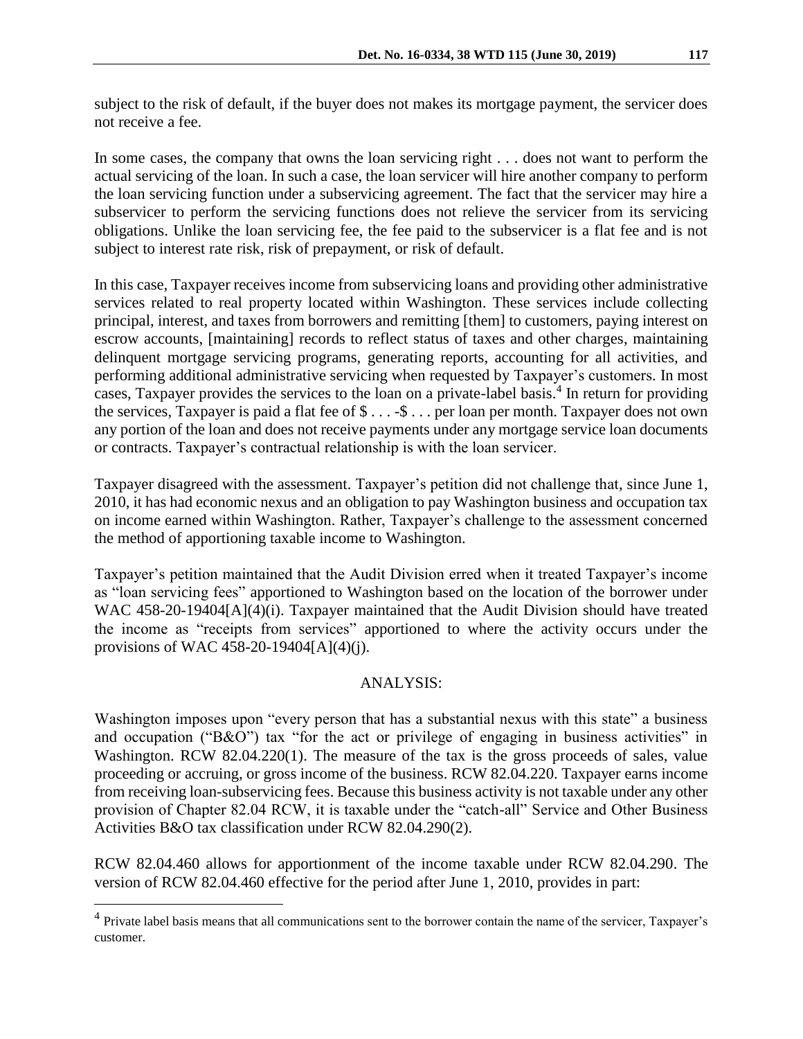subject to the risk of default, if the buyer does not makes its mortgage payment, the servicer does not receive a fee.

In some cases, the company that owns the loan servicing right . . . does not want to perform the actual servicing of the loan. In such a case, the loan servicer will hire another company to perform the loan servicing function under a subservicing agreement. The fact that the servicer may hire a subservicer to perform the servicing functions does not relieve the servicer from its servicing obligations. Unlike the loan servicing fee, the fee paid to the subservicer is a flat fee and is not subject to interest rate risk, risk of prepayment, or risk of default.

In this case, Taxpayer receives income from subservicing loans and providing other administrative services related to real property located within Washington. These services include collecting principal, interest, and taxes from borrowers and remitting [them] to customers, paying interest on escrow accounts, [maintaining] records to reflect status of taxes and other charges, maintaining delinquent mortgage servicing programs, generating reports, accounting for all activities, and performing additional administrative servicing when requested by Taxpayer's customers. In most cases, Taxpayer provides the services to the loan on a private-label basis.[4] In return for providing the services, Taxpayer is paid a flat fee of $ . . . -$ . . . per loan per month. Taxpayer does not own any portion of the loan and does not receive payments under any mortgage service loan documents or contracts. Taxpayer's contractual relationship is with the loan servicer.

Taxpayer disagreed with the assessment. Taxpayer's petition did not challenge that, since June 1, 2010, it has had economic nexus and an obligation to pay Washington business and occupation tax on income earned within Washington. Rather, Taxpayer's challenge to the assessment concerned the method of apportioning taxable income to Washington.

Taxpayer's petition maintained that the Audit Division erred when it treated Taxpayer's income as "loan servicing fees" apportioned to Washington based on the location of the borrower under WAC 458-20-19404[A](4)(i). Taxpayer maintained that the Audit Division should have treated the income as "receipts from services" apportioned to where the activity occurs under the provisions of WAC 458-20-19404[A](4)(j).

## ANALYSIS:

Washington imposes upon "every person that has a substantial nexus with this state" a business and occupation ("B&O") tax "for the act or privilege of engaging in business activities" in Washington. RCW 82.04.220(1). The measure of the tax is the gross proceeds of sales, value proceeding or accruing, or gross income of the business. RCW 82.04.220. Taxpayer earns income from receiving loan-subservicing fees. Because this business activity is not taxable under any other provision of Chapter 82.04 RCW, it is taxable under the "catch-all" Service and Other Business Activities B&O tax classification under RCW 82.04.290(2).

RCW 82.04.460 allows for apportionment of the income taxable under RCW 82.04.290. The version of RCW 82.04.460 effective for the period after June 1, 2010, provides in part:

---

[4] Private label basis means that all communications sent to the borrower contain the name of the servicer, Taxpayer's customer.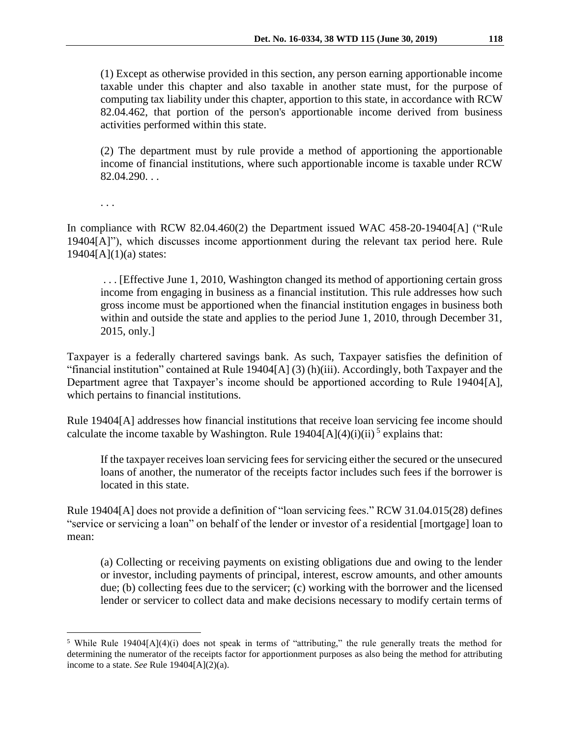> (1) Except as otherwise provided in this section, any person earning apportionable income taxable under this chapter and also taxable in another state must, for the purpose of computing tax liability under this chapter, apportion to this state, in accordance with RCW 82.04.462, that portion of the person's apportionable income derived from business activities performed within this state.
>
> (2) The department must by rule provide a method of apportioning the apportionable income of financial institutions, where such apportionable income is taxable under RCW 82.04.290. . .
>
> . . .

In compliance with RCW 82.04.460(2) the Department issued WAC 458-20-19404[A] ("Rule 19404[A]"), which discusses income apportionment during the relevant tax period here. Rule 19404[A](1)(a) states:

> . . . [Effective June 1, 2010, Washington changed its method of apportioning certain gross income from engaging in business as a financial institution. This rule addresses how such gross income must be apportioned when the financial institution engages in business both within and outside the state and applies to the period June 1, 2010, through December 31, 2015, only.]

Taxpayer is a federally chartered savings bank. As such, Taxpayer satisfies the definition of "financial institution" contained at Rule 19404[A] (3) (h)(iii). Accordingly, both Taxpayer and the Department agree that Taxpayer's income should be apportioned according to Rule 19404[A], which pertains to financial institutions.

Rule 19404[A] addresses how financial institutions that receive loan servicing fee income should calculate the income taxable by Washington. Rule 19404[A](4)(i)(ii)[5] explains that:

> If the taxpayer receives loan servicing fees for servicing either the secured or the unsecured loans of another, the numerator of the receipts factor includes such fees if the borrower is located in this state.

Rule 19404[A] does not provide a definition of "loan servicing fees." RCW 31.04.015(28) defines "service or servicing a loan" on behalf of the lender or investor of a residential [mortgage] loan to mean:

> (a) Collecting or receiving payments on existing obligations due and owing to the lender or investor, including payments of principal, interest, escrow amounts, and other amounts due; (b) collecting fees due to the servicer; (c) working with the borrower and the licensed lender or servicer to collect data and make decisions necessary to modify certain terms of

---

[5] While Rule 19404[A](4)(i) does not speak in terms of "attributing," the rule generally treats the method for determining the numerator of the receipts factor for apportionment purposes as also being the method for attributing income to a state. *See* Rule 19404[A](2)(a).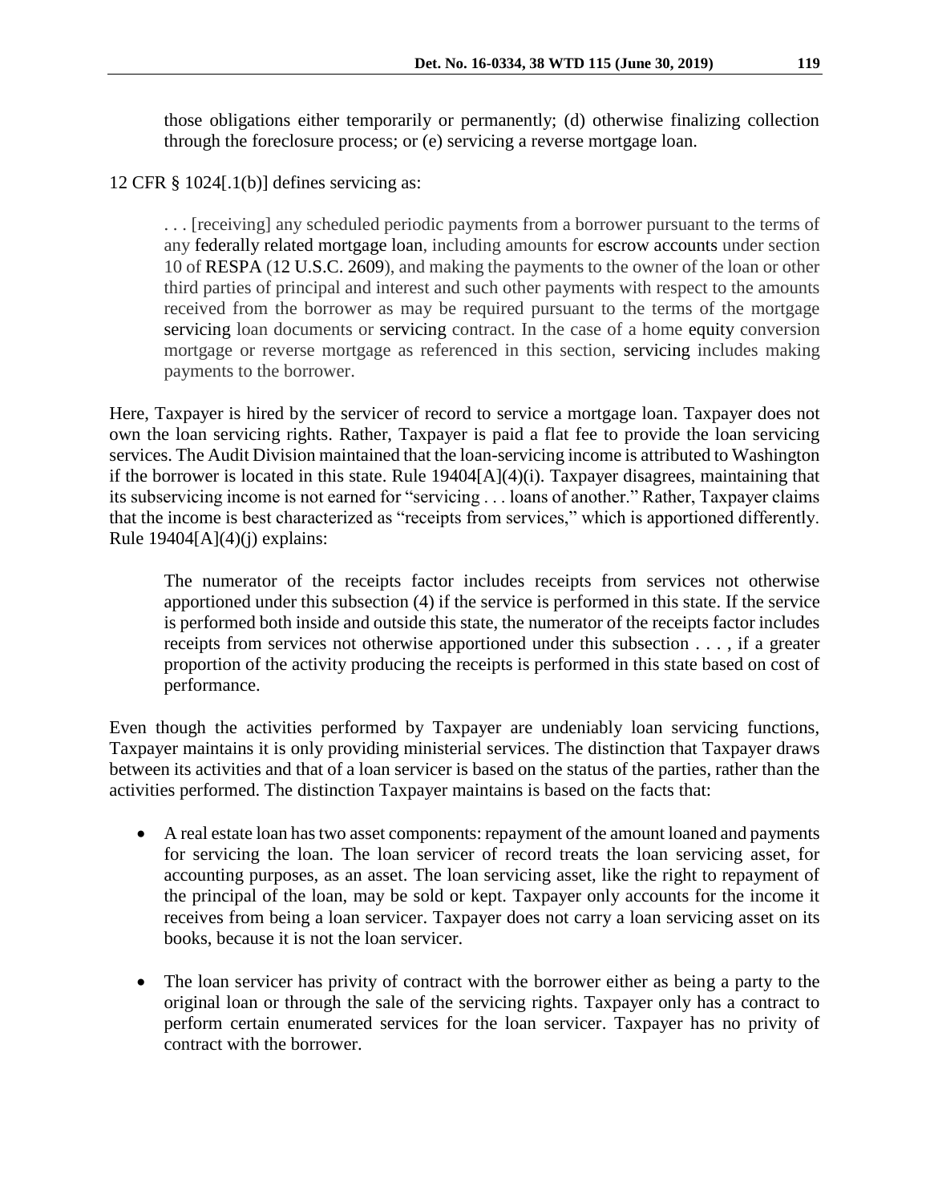those obligations either temporarily or permanently; (d) otherwise finalizing collection through the foreclosure process; or (e) servicing a reverse mortgage loan.

12 CFR § 1024[.1(b)] defines servicing as:

> . . . [receiving] any scheduled periodic payments from a borrower pursuant to the terms of any federally related mortgage loan, including amounts for escrow accounts under section 10 of RESPA (12 U.S.C. 2609), and making the payments to the owner of the loan or other third parties of principal and interest and such other payments with respect to the amounts received from the borrower as may be required pursuant to the terms of the mortgage servicing loan documents or servicing contract. In the case of a home equity conversion mortgage or reverse mortgage as referenced in this section, servicing includes making payments to the borrower.

Here, Taxpayer is hired by the servicer of record to service a mortgage loan. Taxpayer does not own the loan servicing rights. Rather, Taxpayer is paid a flat fee to provide the loan servicing services. The Audit Division maintained that the loan-servicing income is attributed to Washington if the borrower is located in this state. Rule 19404[A](4)(i). Taxpayer disagrees, maintaining that its subservicing income is not earned for "servicing . . . loans of another." Rather, Taxpayer claims that the income is best characterized as "receipts from services," which is apportioned differently. Rule 19404[A](4)(j) explains:

> The numerator of the receipts factor includes receipts from services not otherwise apportioned under this subsection (4) if the service is performed in this state. If the service is performed both inside and outside this state, the numerator of the receipts factor includes receipts from services not otherwise apportioned under this subsection . . . , if a greater proportion of the activity producing the receipts is performed in this state based on cost of performance.

Even though the activities performed by Taxpayer are undeniably loan servicing functions, Taxpayer maintains it is only providing ministerial services. The distinction that Taxpayer draws between its activities and that of a loan servicer is based on the status of the parties, rather than the activities performed. The distinction Taxpayer maintains is based on the facts that:

- A real estate loan has two asset components: repayment of the amount loaned and payments for servicing the loan. The loan servicer of record treats the loan servicing asset, for accounting purposes, as an asset. The loan servicing asset, like the right to repayment of the principal of the loan, may be sold or kept. Taxpayer only accounts for the income it receives from being a loan servicer. Taxpayer does not carry a loan servicing asset on its books, because it is not the loan servicer.

- The loan servicer has privity of contract with the borrower either as being a party to the original loan or through the sale of the servicing rights. Taxpayer only has a contract to perform certain enumerated services for the loan servicer. Taxpayer has no privity of contract with the borrower.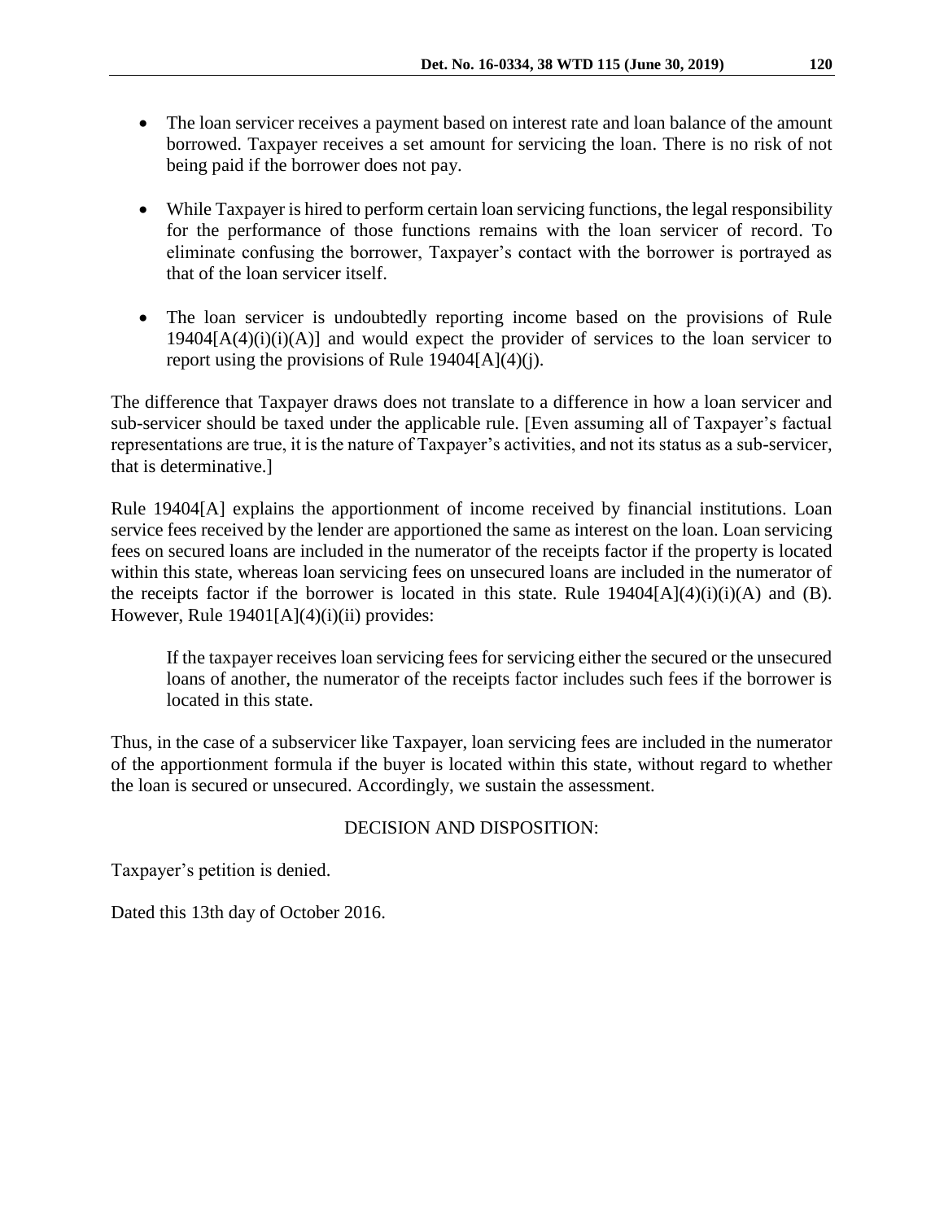- The loan servicer receives a payment based on interest rate and loan balance of the amount borrowed. Taxpayer receives a set amount for servicing the loan. There is no risk of not being paid if the borrower does not pay.

- While Taxpayer is hired to perform certain loan servicing functions, the legal responsibility for the performance of those functions remains with the loan servicer of record. To eliminate confusing the borrower, Taxpayer's contact with the borrower is portrayed as that of the loan servicer itself.

- The loan servicer is undoubtedly reporting income based on the provisions of Rule 19404[A(4)(i)(i)(A)] and would expect the provider of services to the loan servicer to report using the provisions of Rule 19404[A](4)(j).

The difference that Taxpayer draws does not translate to a difference in how a loan servicer and sub-servicer should be taxed under the applicable rule. [Even assuming all of Taxpayer's factual representations are true, it is the nature of Taxpayer's activities, and not its status as a sub-servicer, that is determinative.]

Rule 19404[A] explains the apportionment of income received by financial institutions. Loan service fees received by the lender are apportioned the same as interest on the loan. Loan servicing fees on secured loans are included in the numerator of the receipts factor if the property is located within this state, whereas loan servicing fees on unsecured loans are included in the numerator of the receipts factor if the borrower is located in this state. Rule 19404[A](4)(i)(i)(A) and (B). However, Rule 19401[A](4)(i)(ii) provides:

> If the taxpayer receives loan servicing fees for servicing either the secured or the unsecured loans of another, the numerator of the receipts factor includes such fees if the borrower is located in this state.

Thus, in the case of a subservicer like Taxpayer, loan servicing fees are included in the numerator of the apportionment formula if the buyer is located within this state, without regard to whether the loan is secured or unsecured. Accordingly, we sustain the assessment.

## DECISION AND DISPOSITION:

Taxpayer's petition is denied.

Dated this 13th day of October 2016.